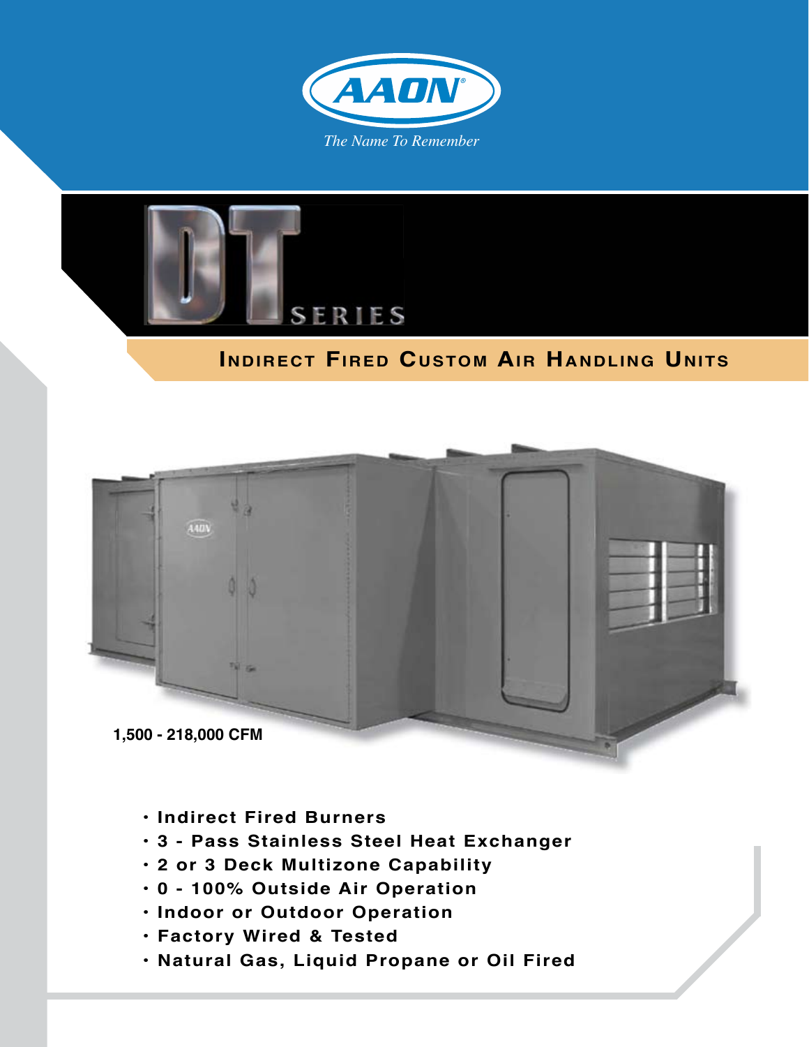AAON®

*The Name To Remember*

# DT SERIES

## Indirect Fired Custom Air Handling Units

1,500 - 218,000 CFM

- Indirect Fired Burners
- 3 - Pass Stainless Steel Heat Exchanger
- 2 or 3 Deck Multizone Capability
- 0 - 100% Outside Air Operation
- Indoor or Outdoor Operation
- Factory Wired & Tested
- Natural Gas, Liquid Propane or Oil Fired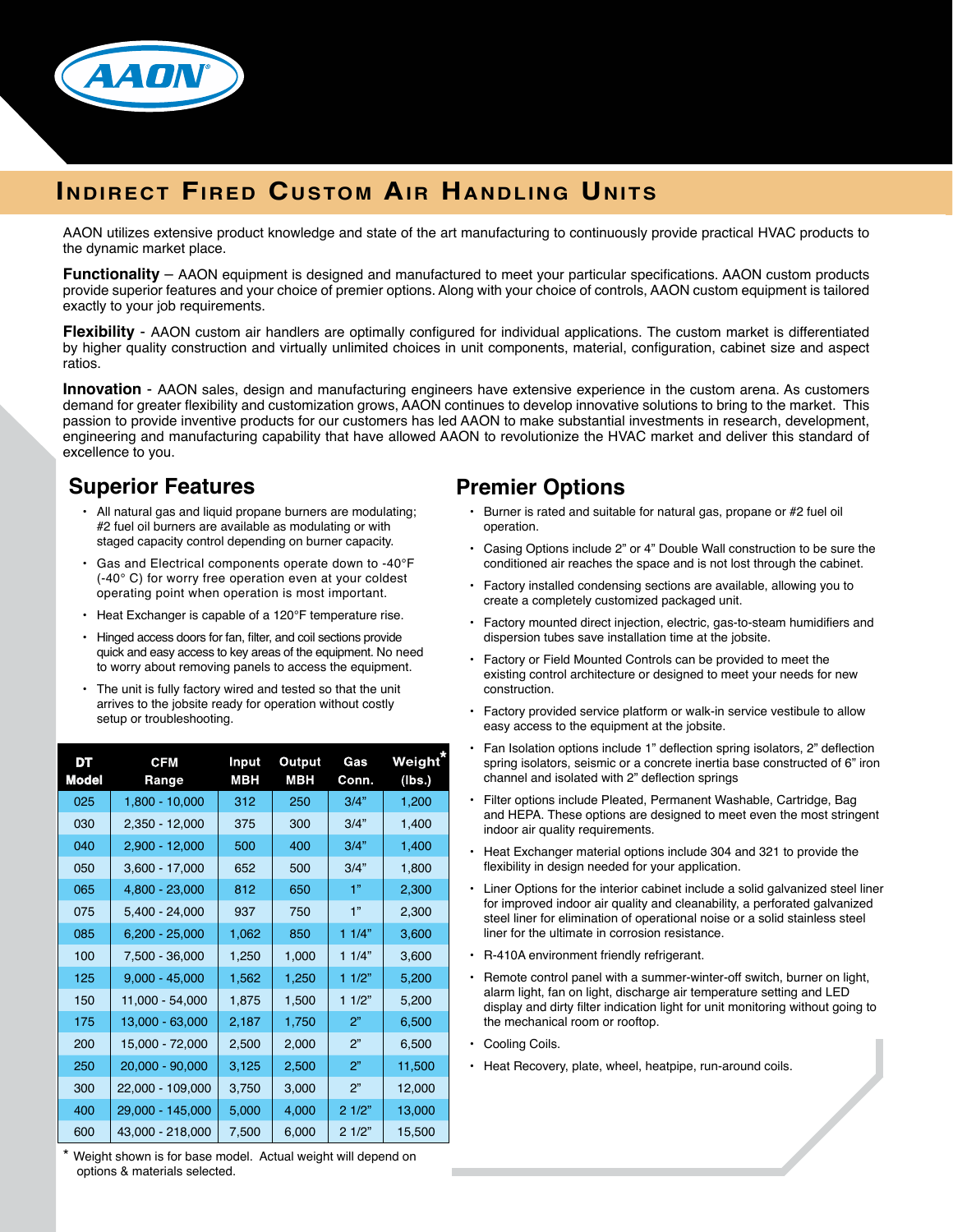# Indirect Fired Custom Air Handling Units

AAON utilizes extensive product knowledge and state of the art manufacturing to continuously provide practical HVAC products to the dynamic market place.

**Functionality** – AAON equipment is designed and manufactured to meet your particular specifications. AAON custom products provide superior features and your choice of premier options. Along with your choice of controls, AAON custom equipment is tailored exactly to your job requirements.

**Flexibility** - AAON custom air handlers are optimally configured for individual applications. The custom market is differentiated by higher quality construction and virtually unlimited choices in unit components, material, configuration, cabinet size and aspect ratios.

**Innovation** - AAON sales, design and manufacturing engineers have extensive experience in the custom arena. As customers demand for greater flexibility and customization grows, AAON continues to develop innovative solutions to bring to the market. This passion to provide inventive products for our customers has led AAON to make substantial investments in research, development, engineering and manufacturing capability that have allowed AAON to revolutionize the HVAC market and deliver this standard of excellence to you.

## Superior Features

- All natural gas and liquid propane burners are modulating; #2 fuel oil burners are available as modulating or with staged capacity control depending on burner capacity.
- Gas and Electrical components operate down to -40°F (-40° C) for worry free operation even at your coldest operating point when operation is most important.
- Heat Exchanger is capable of a 120°F temperature rise.
- Hinged access doors for fan, filter, and coil sections provide quick and easy access to key areas of the equipment. No need to worry about removing panels to access the equipment.
- The unit is fully factory wired and tested so that the unit arrives to the jobsite ready for operation without costly setup or troubleshooting.

| DT Model | CFM Range | Input MBH | Output MBH | Gas Conn. | Weight* (lbs.) |
|---|---|---|---|---|---|
| 025 | 1,800 - 10,000 | 312 | 250 | 3/4" | 1,200 |
| 030 | 2,350 - 12,000 | 375 | 300 | 3/4" | 1,400 |
| 040 | 2,900 - 12,000 | 500 | 400 | 3/4" | 1,400 |
| 050 | 3,600 - 17,000 | 652 | 500 | 3/4" | 1,800 |
| 065 | 4,800 - 23,000 | 812 | 650 | 1" | 2,300 |
| 075 | 5,400 - 24,000 | 937 | 750 | 1" | 2,300 |
| 085 | 6,200 - 25,000 | 1,062 | 850 | 1 1/4" | 3,600 |
| 100 | 7,500 - 36,000 | 1,250 | 1,000 | 1 1/4" | 3,600 |
| 125 | 9,000 - 45,000 | 1,562 | 1,250 | 1 1/2" | 5,200 |
| 150 | 11,000 - 54,000 | 1,875 | 1,500 | 1 1/2" | 5,200 |
| 175 | 13,000 - 63,000 | 2,187 | 1,750 | 2" | 6,500 |
| 200 | 15,000 - 72,000 | 2,500 | 2,000 | 2" | 6,500 |
| 250 | 20,000 - 90,000 | 3,125 | 2,500 | 2" | 11,500 |
| 300 | 22,000 - 109,000 | 3,750 | 3,000 | 2" | 12,000 |
| 400 | 29,000 - 145,000 | 5,000 | 4,000 | 2 1/2" | 13,000 |
| 600 | 43,000 - 218,000 | 7,500 | 6,000 | 2 1/2" | 15,500 |

\* Weight shown is for base model. Actual weight will depend on options & materials selected.

## Premier Options

- Burner is rated and suitable for natural gas, propane or #2 fuel oil operation.
- Casing Options include 2" or 4" Double Wall construction to be sure the conditioned air reaches the space and is not lost through the cabinet.
- Factory installed condensing sections are available, allowing you to create a completely customized packaged unit.
- Factory mounted direct injection, electric, gas-to-steam humidifiers and dispersion tubes save installation time at the jobsite.
- Factory or Field Mounted Controls can be provided to meet the existing control architecture or designed to meet your needs for new construction.
- Factory provided service platform or walk-in service vestibule to allow easy access to the equipment at the jobsite.
- Fan Isolation options include 1" deflection spring isolators, 2" deflection spring isolators, seismic or a concrete inertia base constructed of 6" iron channel and isolated with 2" deflection springs
- Filter options include Pleated, Permanent Washable, Cartridge, Bag and HEPA. These options are designed to meet even the most stringent indoor air quality requirements.
- Heat Exchanger material options include 304 and 321 to provide the flexibility in design needed for your application.
- Liner Options for the interior cabinet include a solid galvanized steel liner for improved indoor air quality and cleanability, a perforated galvanized steel liner for elimination of operational noise or a solid stainless steel liner for the ultimate in corrosion resistance.
- R-410A environment friendly refrigerant.
- Remote control panel with a summer-winter-off switch, burner on light, alarm light, fan on light, discharge air temperature setting and LED display and dirty filter indication light for unit monitoring without going to the mechanical room or rooftop.
- Cooling Coils.
- Heat Recovery, plate, wheel, heatpipe, run-around coils.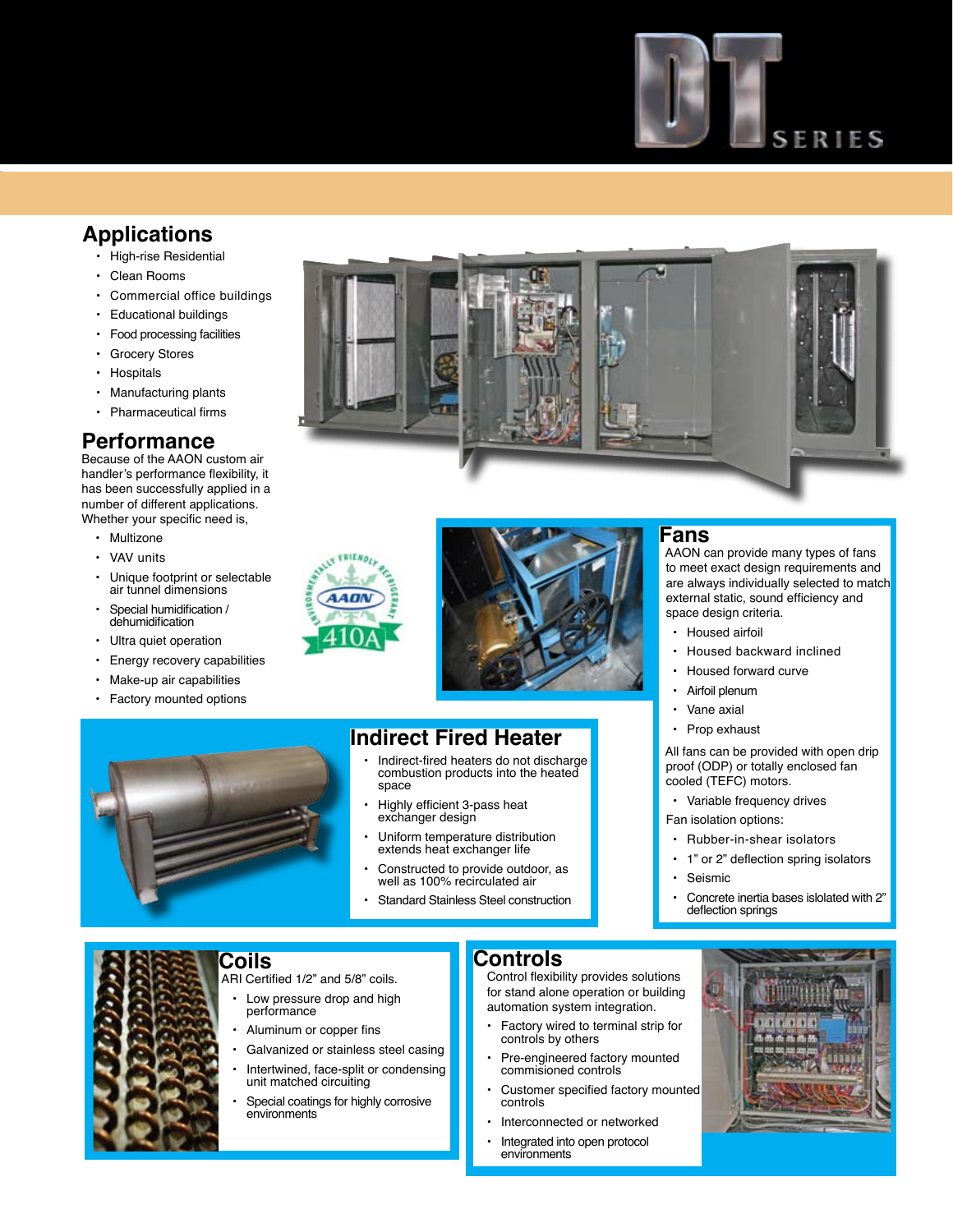# DT SERIES

## Applications

- High-rise Residential
- Clean Rooms
- Commercial office buildings
- Educational buildings
- Food processing facilities
- Grocery Stores
- Hospitals
- Manufacturing plants
- Pharmaceutical firms

## Performance

Because of the AAON custom air handler's performance flexibility, it has been successfully applied in a number of different applications. Whether your specific need is,

- Multizone
- VAV units
- Unique footprint or selectable air tunnel dimensions
- Special humidification / dehumidification
- Ultra quiet operation
- Energy recovery capabilities
- Make-up air capabilities
- Factory mounted options

ENVIRONMENTALLY FRIENDLY REFRIGERANT AAON 410A

## Fans

AAON can provide many types of fans to meet exact design requirements and are always individually selected to match external static, sound efficiency and space design criteria.

- Housed airfoil
- Housed backward inclined
- Housed forward curve
- Airfoil plenum
- Vane axial
- Prop exhaust

All fans can be provided with open drip proof (ODP) or totally enclosed fan cooled (TEFC) motors.

- Variable frequency drives

Fan isolation options:

- Rubber-in-shear isolators
- 1" or 2" deflection spring isolators
- Seismic
- Concrete inertia bases islolated with 2" deflection springs

## Indirect Fired Heater

- Indirect-fired heaters do not discharge combustion products into the heated space
- Highly efficient 3-pass heat exchanger design
- Uniform temperature distribution extends heat exchanger life
- Constructed to provide outdoor, as well as 100% recirculated air
- Standard Stainless Steel construction

## Coils

ARI Certified 1/2" and 5/8" coils.

- Low pressure drop and high performance
- Aluminum or copper fins
- Galvanized or stainless steel casing
- Intertwined, face-split or condensing unit matched circuiting
- Special coatings for highly corrosive environments

## Controls

Control flexibility provides solutions for stand alone operation or building automation system integration.

- Factory wired to terminal strip for controls by others
- Pre-engineered factory mounted commisioned controls
- Customer specified factory mounted controls
- Interconnected or networked
- Integrated into open protocol environments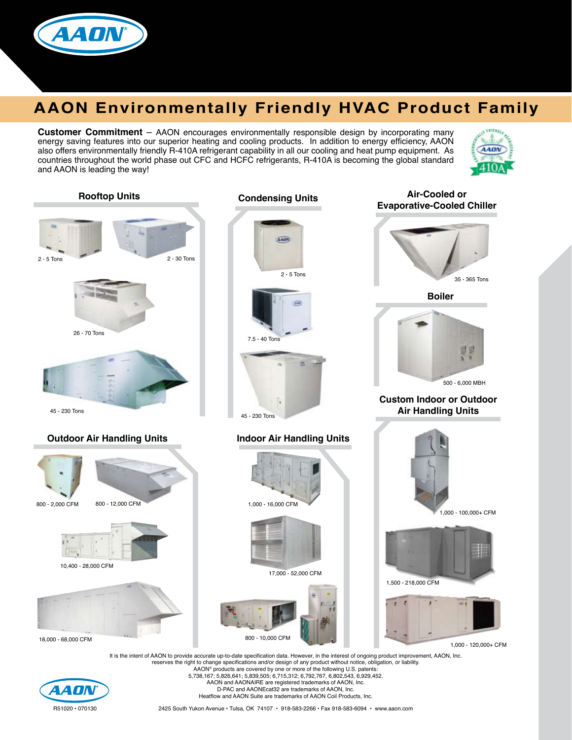# AAON Environmentally Friendly HVAC Product Family

**Customer Commitment** – AAON encourages environmentally responsible design by incorporating many energy saving features into our superior heating and cooling products. In addition to energy efficiency, AAON also offers environmentally friendly R-410A refrigerant capability in all our cooling and heat pump equipment. As countries throughout the world phase out CFC and HCFC refrigerants, R-410A is becoming the global standard and AAON is leading the way!

## Rooftop Units

2 - 5 Tons

2 - 30 Tons

26 - 70 Tons

45 - 230 Tons

## Condensing Units

2 - 5 Tons

7.5 - 40 Tons

45 - 230 Tons

## Air-Cooled or Evaporative-Cooled Chiller

35 - 365 Tons

## Boiler

500 - 6,000 MBH

## Custom Indoor or Outdoor Air Handling Units

1,000 - 100,000+ CFM

1,500 - 218,000 CFM

1,000 - 120,000+ CFM

## Outdoor Air Handling Units

800 - 2,000 CFM

800 - 12,000 CFM

10,400 - 28,000 CFM

18,000 - 68,000 CFM

## Indoor Air Handling Units

1,000 - 16,000 CFM

17,000 - 52,000 CFM

800 - 10,000 CFM

It is the intent of AAON to provide accurate up-to-date specification data. However, in the interest of ongoing product improvement, AAON, Inc. reserves the right to change specifications and/or design of any product without notice, obligation, or liability.
AAON® products are covered by one or more of the following U.S. patents:
5,738,167; 5,826,641; 5,839,505; 6,715,312; 6,792,767, 6,802,543, 6,929,452.
AAON and AAONAIRE are registered trademarks of AAON, Inc.
D-PAC and AAONEcat32 are trademarks of AAON, Inc.
Heatflow and AAON Suite are trademarks of AAON Coil Products, Inc.

R51020 • 070130

2425 South Yukon Avenue • Tulsa, OK 74107 • 918-583-2266 • Fax 918-583-6094 • www.aaon.com